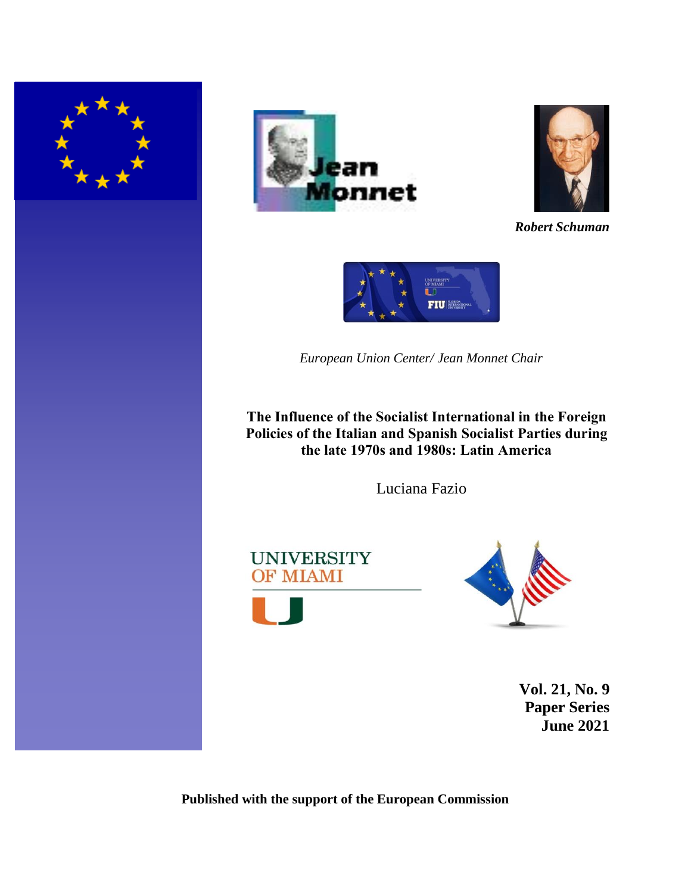*Robert Schuman*

*European Union Center/ Jean Monnet Chair*

# The Influence of the Socialist International in the Foreign Policies of the Italian and Spanish Socialist Parties during the late 1970s and 1980s: Latin America

Luciana Fazio

**Vol. 21, No. 9**
**Paper Series**
**June 2021**

**Published with the support of the European Commission**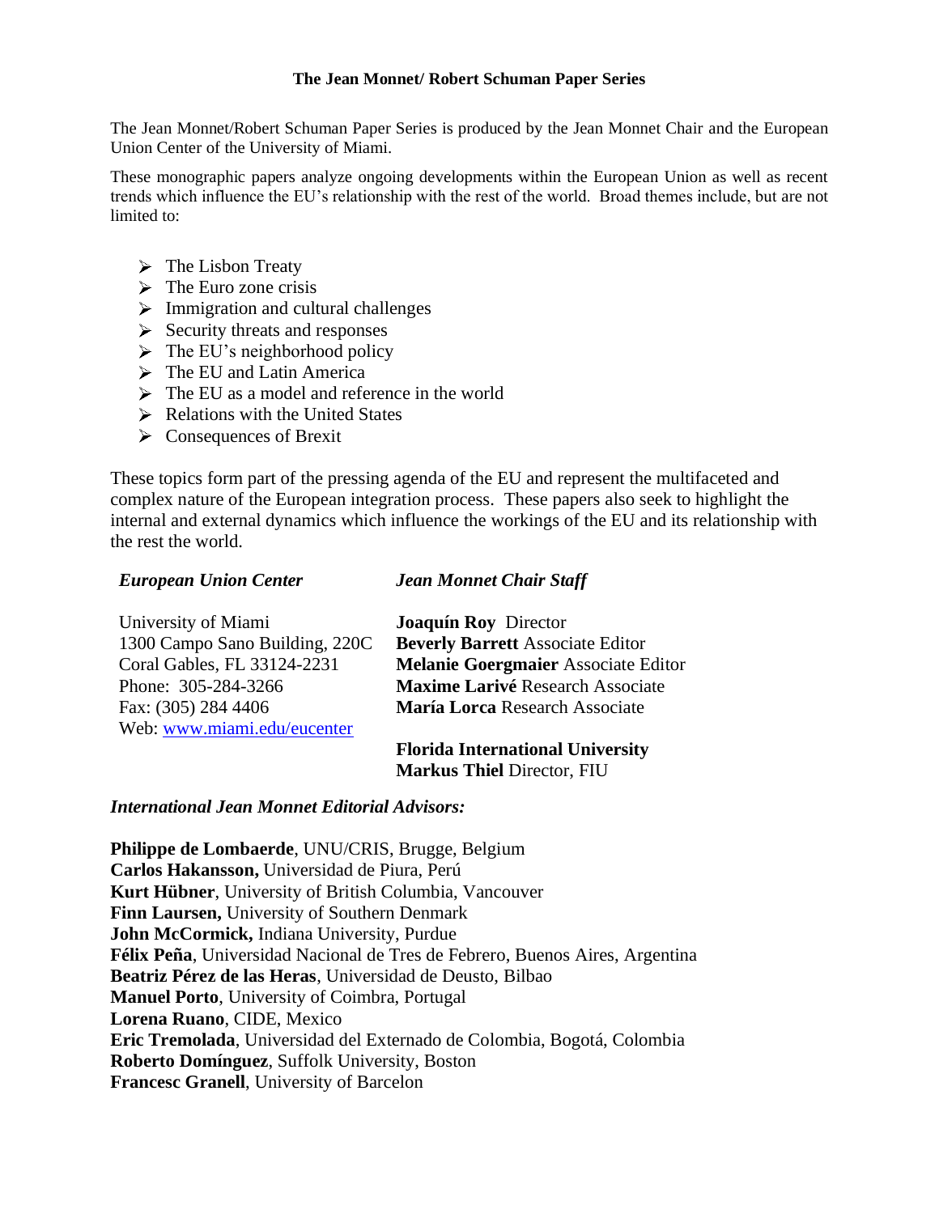**The Jean Monnet/ Robert Schuman Paper Series**

The Jean Monnet/Robert Schuman Paper Series is produced by the Jean Monnet Chair and the European Union Center of the University of Miami.

These monographic papers analyze ongoing developments within the European Union as well as recent trends which influence the EU's relationship with the rest of the world. Broad themes include, but are not limited to:

- The Lisbon Treaty
- The Euro zone crisis
- Immigration and cultural challenges
- Security threats and responses
- The EU's neighborhood policy
- The EU and Latin America
- The EU as a model and reference in the world
- Relations with the United States
- Consequences of Brexit

These topics form part of the pressing agenda of the EU and represent the multifaceted and complex nature of the European integration process. These papers also seek to highlight the internal and external dynamics which influence the workings of the EU and its relationship with the rest the world.

***European Union Center***

University of Miami
1300 Campo Sano Building, 220C
Coral Gables, FL 33124-2231
Phone: 305-284-3266
Fax: (305) 284 4406
Web: www.miami.edu/eucenter

***Jean Monnet Chair Staff***

**Joaquín Roy** Director
**Beverly Barrett** Associate Editor
**Melanie Goergmaier** Associate Editor
**Maxime Larivé** Research Associate
**María Lorca** Research Associate

**Florida International University**
**Markus Thiel** Director, FIU

***International Jean Monnet Editorial Advisors:***

**Philippe de Lombaerde**, UNU/CRIS, Brugge, Belgium
**Carlos Hakansson,** Universidad de Piura, Perú
**Kurt Hübner**, University of British Columbia, Vancouver
**Finn Laursen,** University of Southern Denmark
**John McCormick,** Indiana University, Purdue
**Félix Peña**, Universidad Nacional de Tres de Febrero, Buenos Aires, Argentina
**Beatriz Pérez de las Heras**, Universidad de Deusto, Bilbao
**Manuel Porto**, University of Coimbra, Portugal
**Lorena Ruano**, CIDE, Mexico
**Eric Tremolada**, Universidad del Externado de Colombia, Bogotá, Colombia
**Roberto Domínguez**, Suffolk University, Boston
**Francesc Granell**, University of Barcelon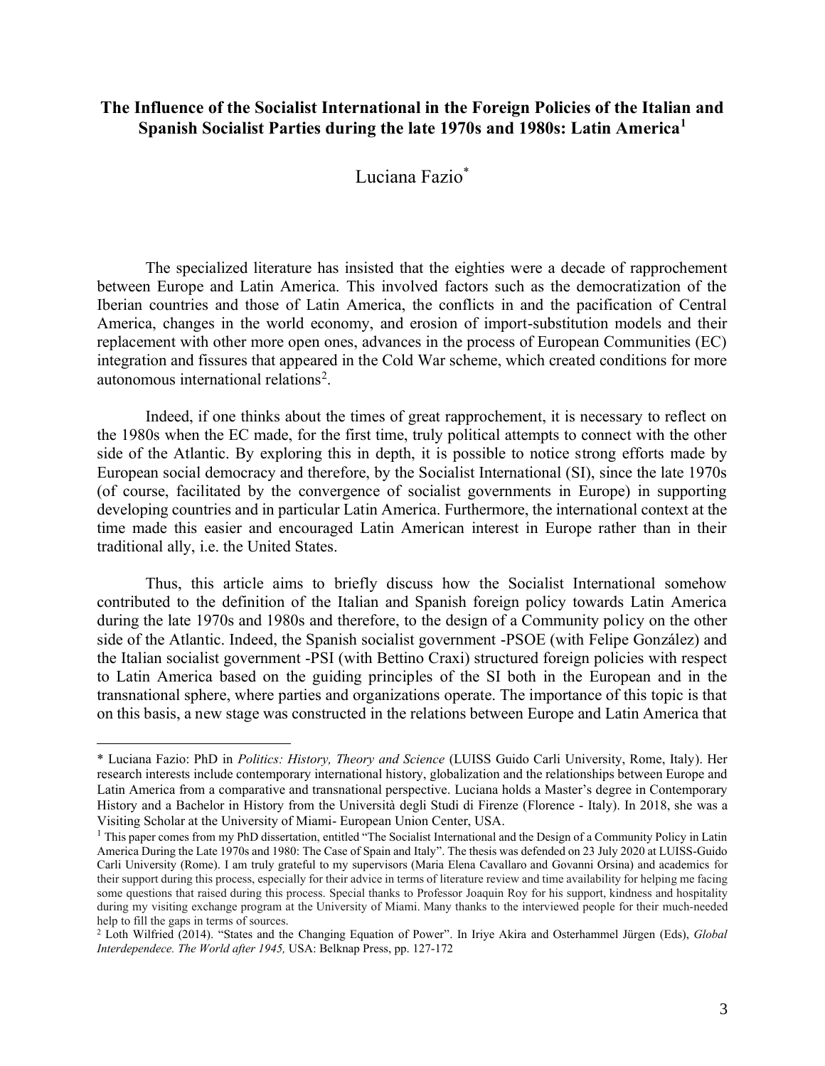# The Influence of the Socialist International in the Foreign Policies of the Italian and Spanish Socialist Parties during the late 1970s and 1980s: Latin America[1]

Luciana Fazio[*]

The specialized literature has insisted that the eighties were a decade of rapprochement between Europe and Latin America. This involved factors such as the democratization of the Iberian countries and those of Latin America, the conflicts in and the pacification of Central America, changes in the world economy, and erosion of import-substitution models and their replacement with other more open ones, advances in the process of European Communities (EC) integration and fissures that appeared in the Cold War scheme, which created conditions for more autonomous international relations[2].

Indeed, if one thinks about the times of great rapprochement, it is necessary to reflect on the 1980s when the EC made, for the first time, truly political attempts to connect with the other side of the Atlantic. By exploring this in depth, it is possible to notice strong efforts made by European social democracy and therefore, by the Socialist International (SI), since the late 1970s (of course, facilitated by the convergence of socialist governments in Europe) in supporting developing countries and in particular Latin America. Furthermore, the international context at the time made this easier and encouraged Latin American interest in Europe rather than in their traditional ally, i.e. the United States.

Thus, this article aims to briefly discuss how the Socialist International somehow contributed to the definition of the Italian and Spanish foreign policy towards Latin America during the late 1970s and 1980s and therefore, to the design of a Community policy on the other side of the Atlantic. Indeed, the Spanish socialist government -PSOE (with Felipe González) and the Italian socialist government -PSI (with Bettino Craxi) structured foreign policies with respect to Latin America based on the guiding principles of the SI both in the European and in the transnational sphere, where parties and organizations operate. The importance of this topic is that on this basis, a new stage was constructed in the relations between Europe and Latin America that

---

[*] Luciana Fazio: PhD in *Politics: History, Theory and Science* (LUISS Guido Carli University, Rome, Italy). Her research interests include contemporary international history, globalization and the relationships between Europe and Latin America from a comparative and transnational perspective. Luciana holds a Master's degree in Contemporary History and a Bachelor in History from the Università degli Studi di Firenze (Florence - Italy). In 2018, she was a Visiting Scholar at the University of Miami- European Union Center, USA.

[1] This paper comes from my PhD dissertation, entitled "The Socialist International and the Design of a Community Policy in Latin America During the Late 1970s and 1980: The Case of Spain and Italy". The thesis was defended on 23 July 2020 at LUISS-Guido Carli University (Rome). I am truly grateful to my supervisors (Maria Elena Cavallaro and Govanni Orsina) and academics for their support during this process, especially for their advice in terms of literature review and time availability for helping me facing some questions that raised during this process. Special thanks to Professor Joaquin Roy for his support, kindness and hospitality during my visiting exchange program at the University of Miami. Many thanks to the interviewed people for their much-needed help to fill the gaps in terms of sources.

[2] Loth Wilfried (2014). "States and the Changing Equation of Power". In Iriye Akira and Osterhammel Jürgen (Eds), *Global Interdepedece. The World after 1945,* USA: Belknap Press, pp. 127-172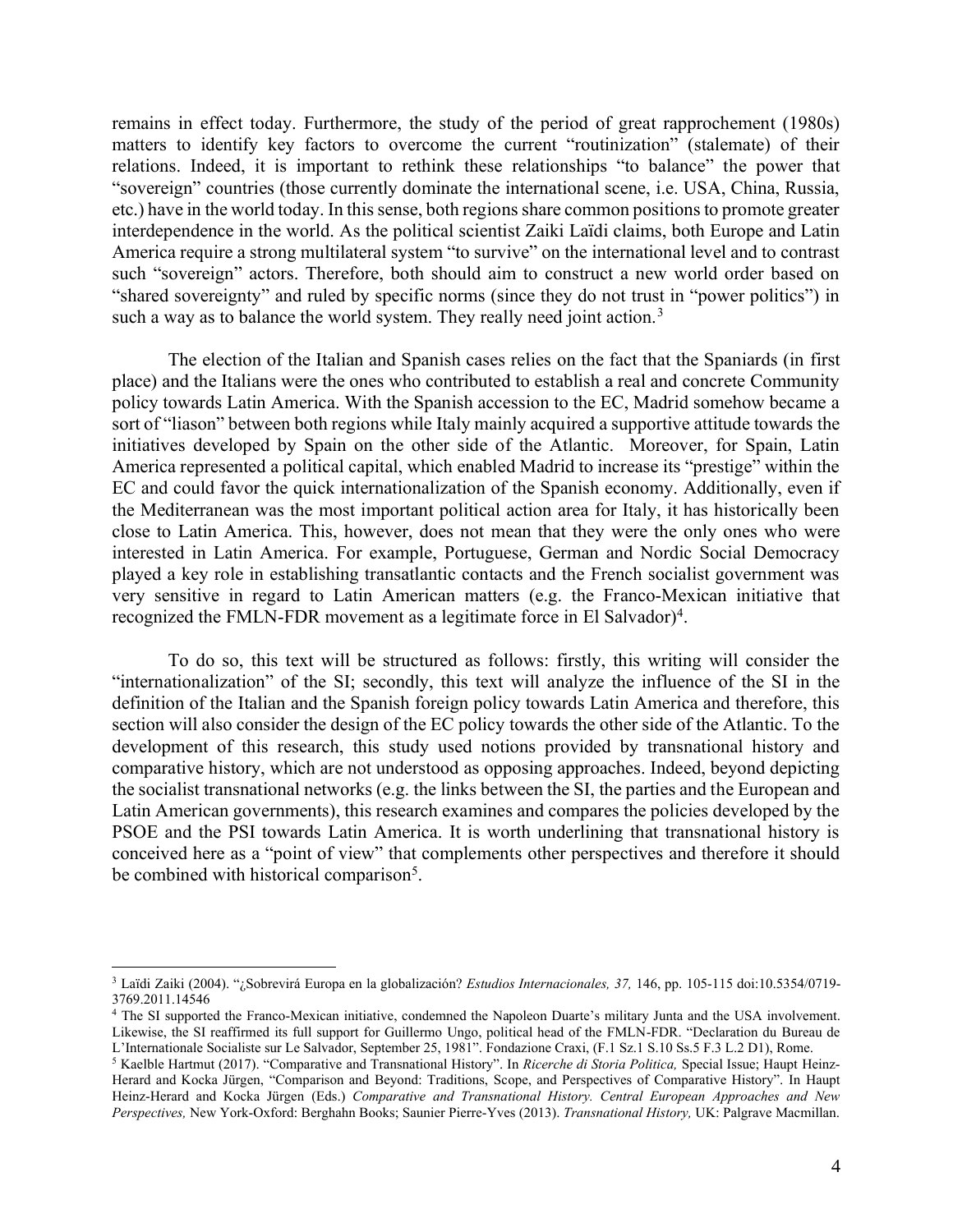remains in effect today. Furthermore, the study of the period of great rapprochement (1980s) matters to identify key factors to overcome the current "routinization" (stalemate) of their relations. Indeed, it is important to rethink these relationships "to balance" the power that "sovereign" countries (those currently dominate the international scene, i.e. USA, China, Russia, etc.) have in the world today. In this sense, both regions share common positions to promote greater interdependence in the world. As the political scientist Zaiki Laïdi claims, both Europe and Latin America require a strong multilateral system "to survive" on the international level and to contrast such "sovereign" actors. Therefore, both should aim to construct a new world order based on "shared sovereignty" and ruled by specific norms (since they do not trust in "power politics") in such a way as to balance the world system. They really need joint action.[3]

The election of the Italian and Spanish cases relies on the fact that the Spaniards (in first place) and the Italians were the ones who contributed to establish a real and concrete Community policy towards Latin America. With the Spanish accession to the EC, Madrid somehow became a sort of "liason" between both regions while Italy mainly acquired a supportive attitude towards the initiatives developed by Spain on the other side of the Atlantic. Moreover, for Spain, Latin America represented a political capital, which enabled Madrid to increase its "prestige" within the EC and could favor the quick internationalization of the Spanish economy. Additionally, even if the Mediterranean was the most important political action area for Italy, it has historically been close to Latin America. This, however, does not mean that they were the only ones who were interested in Latin America. For example, Portuguese, German and Nordic Social Democracy played a key role in establishing transatlantic contacts and the French socialist government was very sensitive in regard to Latin American matters (e.g. the Franco-Mexican initiative that recognized the FMLN-FDR movement as a legitimate force in El Salvador)[4].

To do so, this text will be structured as follows: firstly, this writing will consider the "internationalization" of the SI; secondly, this text will analyze the influence of the SI in the definition of the Italian and the Spanish foreign policy towards Latin America and therefore, this section will also consider the design of the EC policy towards the other side of the Atlantic. To the development of this research, this study used notions provided by transnational history and comparative history, which are not understood as opposing approaches. Indeed, beyond depicting the socialist transnational networks (e.g. the links between the SI, the parties and the European and Latin American governments), this research examines and compares the policies developed by the PSOE and the PSI towards Latin America. It is worth underlining that transnational history is conceived here as a "point of view" that complements other perspectives and therefore it should be combined with historical comparison[5].

---

[3] Laïdi Zaiki (2004). "¿Sobrevirá Europa en la globalización? *Estudios Internacionales, 37,* 146, pp. 105-115 doi:10.5354/0719-3769.2011.14546

[4] The SI supported the Franco-Mexican initiative, condemned the Napoleon Duarte's military Junta and the USA involvement. Likewise, the SI reaffirmed its full support for Guillermo Ungo, political head of the FMLN-FDR. "Declaration du Bureau de L'Internationale Socialiste sur Le Salvador, September 25, 1981". Fondazione Craxi, (F.1 Sz.1 S.10 Ss.5 F.3 L.2 D1), Rome.

[5] Kaelble Hartmut (2017). "Comparative and Transnational History". In *Ricerche di Storia Politica,* Special Issue; Haupt Heinz-Herard and Kocka Jürgen, "Comparison and Beyond: Traditions, Scope, and Perspectives of Comparative History". In Haupt Heinz-Herard and Kocka Jürgen (Eds.) *Comparative and Transnational History. Central European Approaches and New Perspectives,* New York-Oxford: Berghahn Books; Saunier Pierre-Yves (2013). *Transnational History,* UK: Palgrave Macmillan.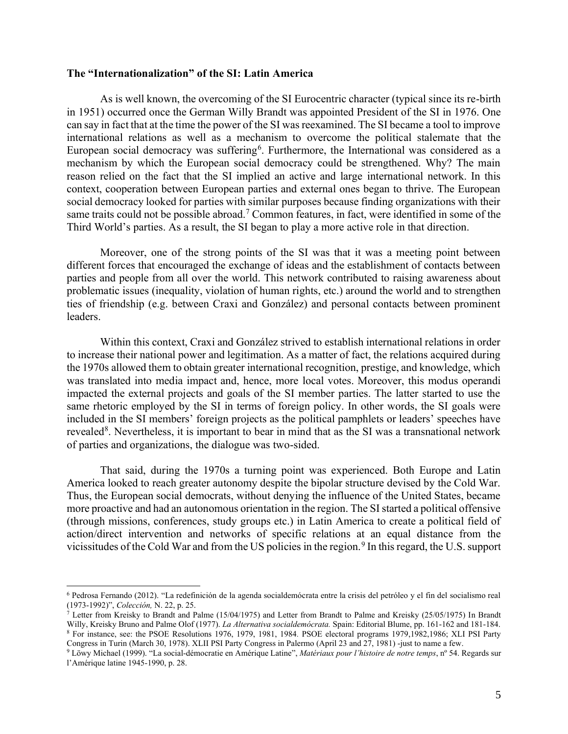### The "Internationalization" of the SI: Latin America

As is well known, the overcoming of the SI Eurocentric character (typical since its re-birth in 1951) occurred once the German Willy Brandt was appointed President of the SI in 1976. One can say in fact that at the time the power of the SI was reexamined. The SI became a tool to improve international relations as well as a mechanism to overcome the political stalemate that the European social democracy was suffering[6]. Furthermore, the International was considered as a mechanism by which the European social democracy could be strengthened. Why? The main reason relied on the fact that the SI implied an active and large international network. In this context, cooperation between European parties and external ones began to thrive. The European social democracy looked for parties with similar purposes because finding organizations with their same traits could not be possible abroad.[7] Common features, in fact, were identified in some of the Third World's parties. As a result, the SI began to play a more active role in that direction.

Moreover, one of the strong points of the SI was that it was a meeting point between different forces that encouraged the exchange of ideas and the establishment of contacts between parties and people from all over the world. This network contributed to raising awareness about problematic issues (inequality, violation of human rights, etc.) around the world and to strengthen ties of friendship (e.g. between Craxi and González) and personal contacts between prominent leaders.

Within this context, Craxi and González strived to establish international relations in order to increase their national power and legitimation. As a matter of fact, the relations acquired during the 1970s allowed them to obtain greater international recognition, prestige, and knowledge, which was translated into media impact and, hence, more local votes. Moreover, this modus operandi impacted the external projects and goals of the SI member parties. The latter started to use the same rhetoric employed by the SI in terms of foreign policy. In other words, the SI goals were included in the SI members' foreign projects as the political pamphlets or leaders' speeches have revealed[8]. Nevertheless, it is important to bear in mind that as the SI was a transnational network of parties and organizations, the dialogue was two-sided.

That said, during the 1970s a turning point was experienced. Both Europe and Latin America looked to reach greater autonomy despite the bipolar structure devised by the Cold War. Thus, the European social democrats, without denying the influence of the United States, became more proactive and had an autonomous orientation in the region. The SI started a political offensive (through missions, conferences, study groups etc.) in Latin America to create a political field of action/direct intervention and networks of specific relations at an equal distance from the vicissitudes of the Cold War and from the US policies in the region.[9] In this regard, the U.S. support

---

[6] Pedrosa Fernando (2012). "La redefinición de la agenda socialdemócrata entre la crisis del petróleo y el fin del socialismo real (1973-1992)", *Colección,* N. 22, p. 25.

[7] Letter from Kreisky to Brandt and Palme (15/04/1975) and Letter from Brandt to Palme and Kreisky (25/05/1975) In Brandt Willy, Kreisky Bruno and Palme Olof (1977). *La Alternativa socialdemócrata.* Spain: Editorial Blume, pp. 161-162 and 181-184.

[8] For instance, see: the PSOE Resolutions 1976, 1979, 1981, 1984. PSOE electoral programs 1979,1982,1986; XLI PSI Party Congress in Turin (March 30, 1978). XLII PSI Party Congress in Palermo (April 23 and 27, 1981) -just to name a few.

[9] Löwy Michael (1999). "La social-démocratie en Amérique Latine", *Matériaux pour l'histoire de notre temps*, nº 54. Regards sur l'Amérique latine 1945-1990, p. 28.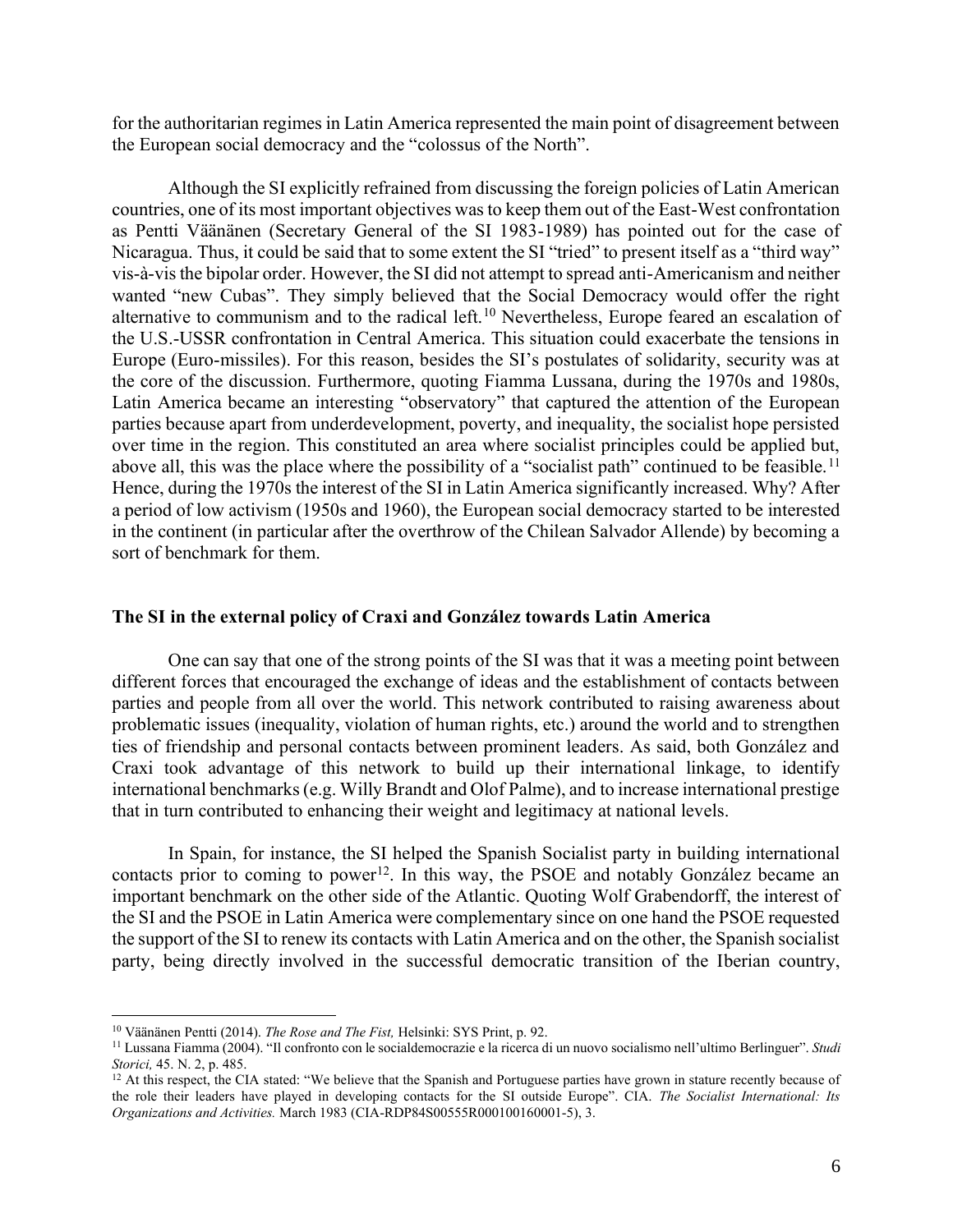for the authoritarian regimes in Latin America represented the main point of disagreement between the European social democracy and the "colossus of the North".

Although the SI explicitly refrained from discussing the foreign policies of Latin American countries, one of its most important objectives was to keep them out of the East-West confrontation as Pentti Väänänen (Secretary General of the SI 1983-1989) has pointed out for the case of Nicaragua. Thus, it could be said that to some extent the SI "tried" to present itself as a "third way" vis-à-vis the bipolar order. However, the SI did not attempt to spread anti-Americanism and neither wanted "new Cubas". They simply believed that the Social Democracy would offer the right alternative to communism and to the radical left.[10] Nevertheless, Europe feared an escalation of the U.S.-USSR confrontation in Central America. This situation could exacerbate the tensions in Europe (Euro-missiles). For this reason, besides the SI's postulates of solidarity, security was at the core of the discussion. Furthermore, quoting Fiamma Lussana, during the 1970s and 1980s, Latin America became an interesting "observatory" that captured the attention of the European parties because apart from underdevelopment, poverty, and inequality, the socialist hope persisted over time in the region. This constituted an area where socialist principles could be applied but, above all, this was the place where the possibility of a "socialist path" continued to be feasible.[11] Hence, during the 1970s the interest of the SI in Latin America significantly increased. Why? After a period of low activism (1950s and 1960), the European social democracy started to be interested in the continent (in particular after the overthrow of the Chilean Salvador Allende) by becoming a sort of benchmark for them.

## The SI in the external policy of Craxi and González towards Latin America

One can say that one of the strong points of the SI was that it was a meeting point between different forces that encouraged the exchange of ideas and the establishment of contacts between parties and people from all over the world. This network contributed to raising awareness about problematic issues (inequality, violation of human rights, etc.) around the world and to strengthen ties of friendship and personal contacts between prominent leaders. As said, both González and Craxi took advantage of this network to build up their international linkage, to identify international benchmarks (e.g. Willy Brandt and Olof Palme), and to increase international prestige that in turn contributed to enhancing their weight and legitimacy at national levels.

In Spain, for instance, the SI helped the Spanish Socialist party in building international contacts prior to coming to power[12]. In this way, the PSOE and notably González became an important benchmark on the other side of the Atlantic. Quoting Wolf Grabendorff, the interest of the SI and the PSOE in Latin America were complementary since on one hand the PSOE requested the support of the SI to renew its contacts with Latin America and on the other, the Spanish socialist party, being directly involved in the successful democratic transition of the Iberian country,

---

[10] Väänänen Pentti (2014). *The Rose and The Fist,* Helsinki: SYS Print, p. 92.

[11] Lussana Fiamma (2004). "Il confronto con le socialdemocrazie e la ricerca di un nuovo socialismo nell'ultimo Berlinguer". *Studi Storici,* 45. N. 2, p. 485.

[12] At this respect, the CIA stated: "We believe that the Spanish and Portuguese parties have grown in stature recently because of the role their leaders have played in developing contacts for the SI outside Europe". CIA. *The Socialist International: Its Organizations and Activities.* March 1983 (CIA-RDP84S00555R000100160001-5), 3.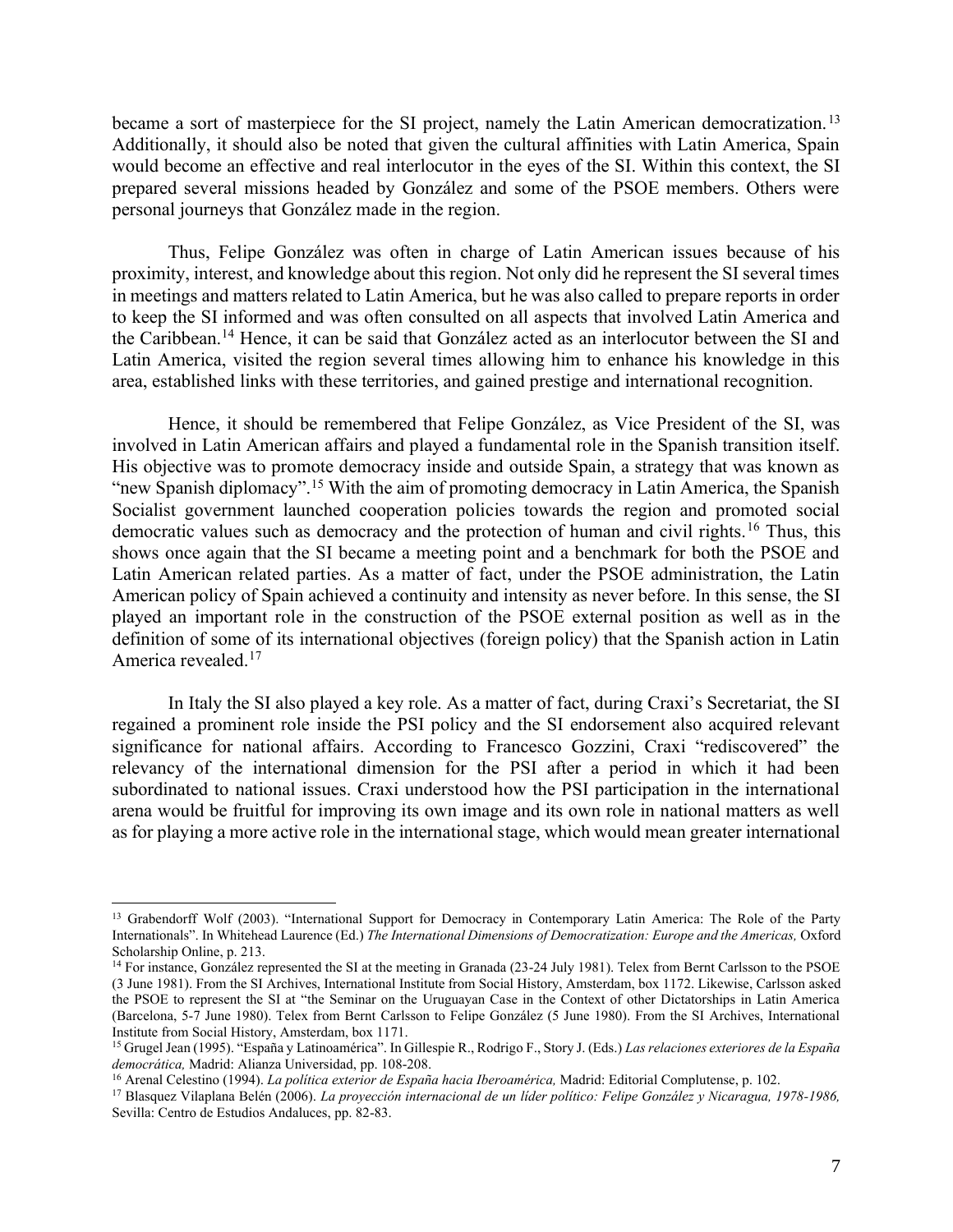became a sort of masterpiece for the SI project, namely the Latin American democratization.[13] Additionally, it should also be noted that given the cultural affinities with Latin America, Spain would become an effective and real interlocutor in the eyes of the SI. Within this context, the SI prepared several missions headed by González and some of the PSOE members. Others were personal journeys that González made in the region.

Thus, Felipe González was often in charge of Latin American issues because of his proximity, interest, and knowledge about this region. Not only did he represent the SI several times in meetings and matters related to Latin America, but he was also called to prepare reports in order to keep the SI informed and was often consulted on all aspects that involved Latin America and the Caribbean.[14] Hence, it can be said that González acted as an interlocutor between the SI and Latin America, visited the region several times allowing him to enhance his knowledge in this area, established links with these territories, and gained prestige and international recognition.

Hence, it should be remembered that Felipe González, as Vice President of the SI, was involved in Latin American affairs and played a fundamental role in the Spanish transition itself. His objective was to promote democracy inside and outside Spain, a strategy that was known as "new Spanish diplomacy".[15] With the aim of promoting democracy in Latin America, the Spanish Socialist government launched cooperation policies towards the region and promoted social democratic values such as democracy and the protection of human and civil rights.[16] Thus, this shows once again that the SI became a meeting point and a benchmark for both the PSOE and Latin American related parties. As a matter of fact, under the PSOE administration, the Latin American policy of Spain achieved a continuity and intensity as never before. In this sense, the SI played an important role in the construction of the PSOE external position as well as in the definition of some of its international objectives (foreign policy) that the Spanish action in Latin America revealed.[17]

In Italy the SI also played a key role. As a matter of fact, during Craxi's Secretariat, the SI regained a prominent role inside the PSI policy and the SI endorsement also acquired relevant significance for national affairs. According to Francesco Gozzini, Craxi "rediscovered" the relevancy of the international dimension for the PSI after a period in which it had been subordinated to national issues. Craxi understood how the PSI participation in the international arena would be fruitful for improving its own image and its own role in national matters as well as for playing a more active role in the international stage, which would mean greater international

---

[13] Grabendorff Wolf (2003). "International Support for Democracy in Contemporary Latin America: The Role of the Party Internationals". In Whitehead Laurence (Ed.) *The International Dimensions of Democratization: Europe and the Americas,* Oxford Scholarship Online, p. 213.

[14] For instance, González represented the SI at the meeting in Granada (23-24 July 1981). Telex from Bernt Carlsson to the PSOE (3 June 1981). From the SI Archives, International Institute from Social History, Amsterdam, box 1172. Likewise, Carlsson asked the PSOE to represent the SI at "the Seminar on the Uruguayan Case in the Context of other Dictatorships in Latin America (Barcelona, 5-7 June 1980). Telex from Bernt Carlsson to Felipe González (5 June 1980). From the SI Archives, International Institute from Social History, Amsterdam, box 1171.

[15] Grugel Jean (1995). "España y Latinoamérica". In Gillespie R., Rodrigo F., Story J. (Eds.) *Las relaciones exteriores de la España democrática,* Madrid: Alianza Universidad, pp. 108-208.

[16] Arenal Celestino (1994). *La política exterior de España hacia Iberoamérica,* Madrid: Editorial Complutense, p. 102.

[17] Blasquez Vilaplana Belén (2006). *La proyección internacional de un líder político: Felipe González y Nicaragua, 1978-1986,* Sevilla: Centro de Estudios Andaluces, pp. 82-83.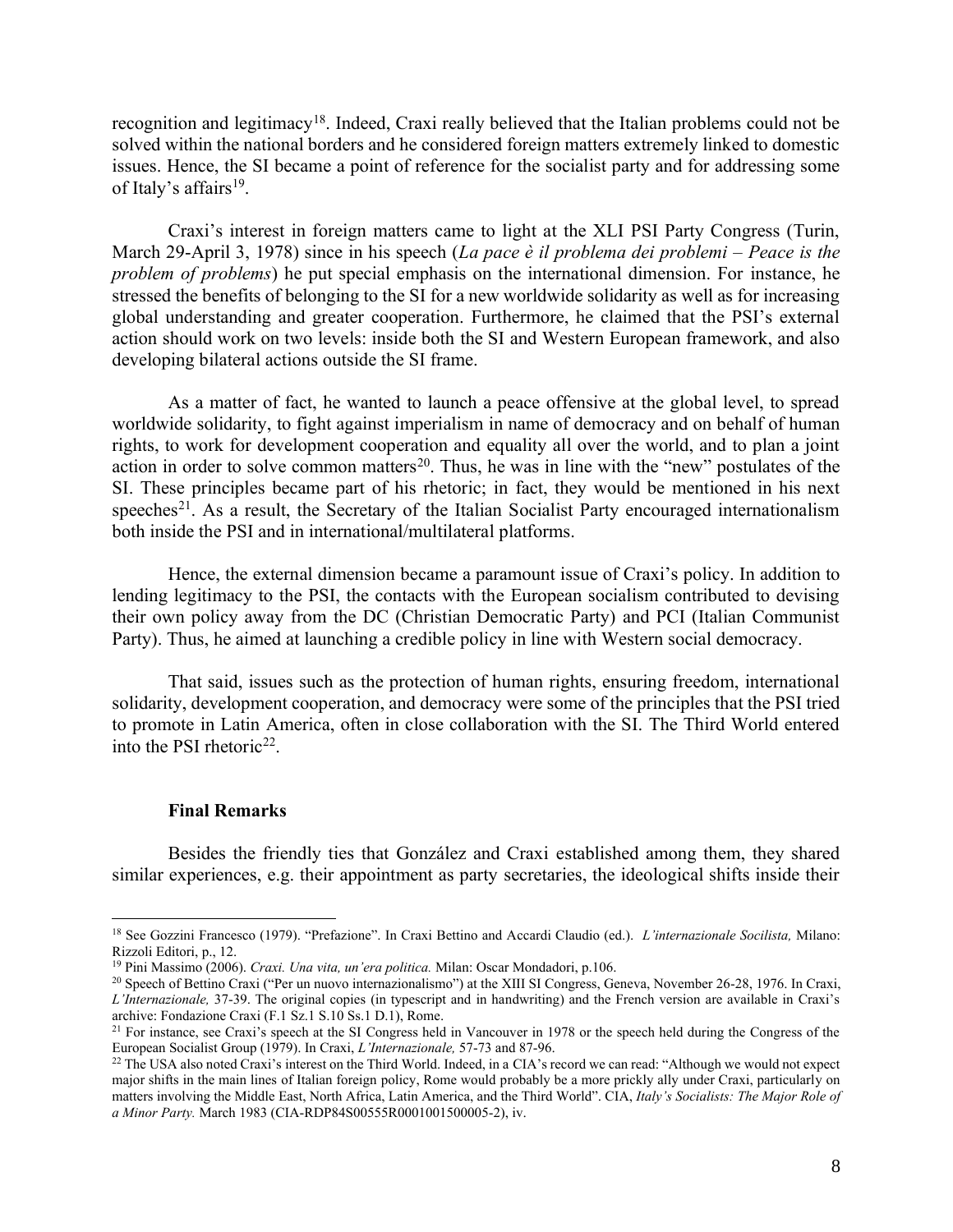recognition and legitimacy[18]. Indeed, Craxi really believed that the Italian problems could not be solved within the national borders and he considered foreign matters extremely linked to domestic issues. Hence, the SI became a point of reference for the socialist party and for addressing some of Italy's affairs[19].

Craxi's interest in foreign matters came to light at the XLI PSI Party Congress (Turin, March 29-April 3, 1978) since in his speech (*La pace è il problema dei problemi – Peace is the problem of problems*) he put special emphasis on the international dimension. For instance, he stressed the benefits of belonging to the SI for a new worldwide solidarity as well as for increasing global understanding and greater cooperation. Furthermore, he claimed that the PSI's external action should work on two levels: inside both the SI and Western European framework, and also developing bilateral actions outside the SI frame.

As a matter of fact, he wanted to launch a peace offensive at the global level, to spread worldwide solidarity, to fight against imperialism in name of democracy and on behalf of human rights, to work for development cooperation and equality all over the world, and to plan a joint action in order to solve common matters[20]. Thus, he was in line with the "new" postulates of the SI. These principles became part of his rhetoric; in fact, they would be mentioned in his next speeches[21]. As a result, the Secretary of the Italian Socialist Party encouraged internationalism both inside the PSI and in international/multilateral platforms.

Hence, the external dimension became a paramount issue of Craxi's policy. In addition to lending legitimacy to the PSI, the contacts with the European socialism contributed to devising their own policy away from the DC (Christian Democratic Party) and PCI (Italian Communist Party). Thus, he aimed at launching a credible policy in line with Western social democracy.

That said, issues such as the protection of human rights, ensuring freedom, international solidarity, development cooperation, and democracy were some of the principles that the PSI tried to promote in Latin America, often in close collaboration with the SI. The Third World entered into the PSI rhetoric[22].

## Final Remarks

Besides the friendly ties that González and Craxi established among them, they shared similar experiences, e.g. their appointment as party secretaries, the ideological shifts inside their

---

[18] See Gozzini Francesco (1979). "Prefazione". In Craxi Bettino and Accardi Claudio (ed.). *L'internazionale Socilista,* Milano: Rizzoli Editori, p., 12.

[19] Pini Massimo (2006). *Craxi. Una vita, un'era politica.* Milan: Oscar Mondadori, p.106.

[20] Speech of Bettino Craxi ("Per un nuovo internazionalismo") at the XIII SI Congress, Geneva, November 26-28, 1976. In Craxi, *L'Internazionale,* 37-39. The original copies (in typescript and in handwriting) and the French version are available in Craxi's archive: Fondazione Craxi (F.1 Sz.1 S.10 Ss.1 D.1), Rome.

[21] For instance, see Craxi's speech at the SI Congress held in Vancouver in 1978 or the speech held during the Congress of the European Socialist Group (1979). In Craxi, *L'Internazionale,* 57-73 and 87-96.

[22] The USA also noted Craxi's interest on the Third World. Indeed, in a CIA's record we can read: "Although we would not expect major shifts in the main lines of Italian foreign policy, Rome would probably be a more prickly ally under Craxi, particularly on matters involving the Middle East, North Africa, Latin America, and the Third World". CIA, *Italy's Socialists: The Major Role of a Minor Party.* March 1983 (CIA-RDP84S00555R0001001500005-2), iv.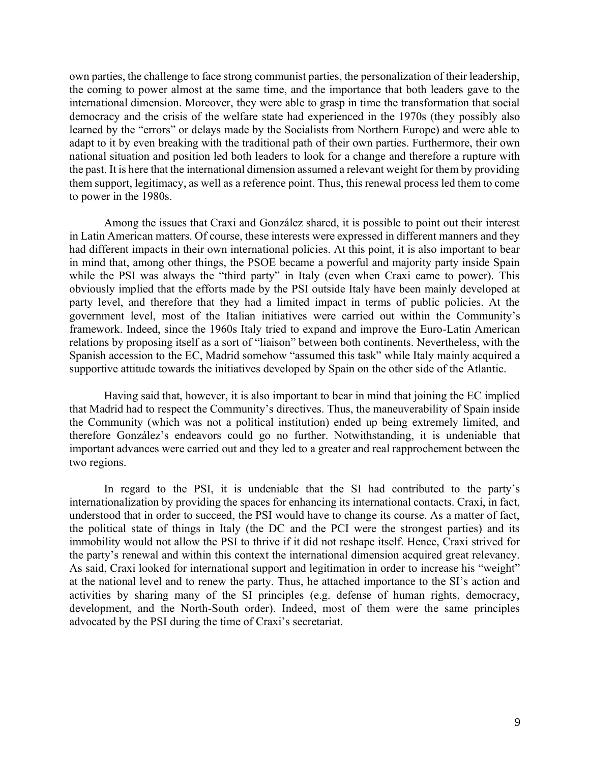own parties, the challenge to face strong communist parties, the personalization of their leadership, the coming to power almost at the same time, and the importance that both leaders gave to the international dimension. Moreover, they were able to grasp in time the transformation that social democracy and the crisis of the welfare state had experienced in the 1970s (they possibly also learned by the "errors" or delays made by the Socialists from Northern Europe) and were able to adapt to it by even breaking with the traditional path of their own parties. Furthermore, their own national situation and position led both leaders to look for a change and therefore a rupture with the past. It is here that the international dimension assumed a relevant weight for them by providing them support, legitimacy, as well as a reference point. Thus, this renewal process led them to come to power in the 1980s.

Among the issues that Craxi and González shared, it is possible to point out their interest in Latin American matters. Of course, these interests were expressed in different manners and they had different impacts in their own international policies. At this point, it is also important to bear in mind that, among other things, the PSOE became a powerful and majority party inside Spain while the PSI was always the "third party" in Italy (even when Craxi came to power). This obviously implied that the efforts made by the PSI outside Italy have been mainly developed at party level, and therefore that they had a limited impact in terms of public policies. At the government level, most of the Italian initiatives were carried out within the Community's framework. Indeed, since the 1960s Italy tried to expand and improve the Euro-Latin American relations by proposing itself as a sort of "liaison" between both continents. Nevertheless, with the Spanish accession to the EC, Madrid somehow "assumed this task" while Italy mainly acquired a supportive attitude towards the initiatives developed by Spain on the other side of the Atlantic.

Having said that, however, it is also important to bear in mind that joining the EC implied that Madrid had to respect the Community's directives. Thus, the maneuverability of Spain inside the Community (which was not a political institution) ended up being extremely limited, and therefore González's endeavors could go no further. Notwithstanding, it is undeniable that important advances were carried out and they led to a greater and real rapprochement between the two regions.

In regard to the PSI, it is undeniable that the SI had contributed to the party's internationalization by providing the spaces for enhancing its international contacts. Craxi, in fact, understood that in order to succeed, the PSI would have to change its course. As a matter of fact, the political state of things in Italy (the DC and the PCI were the strongest parties) and its immobility would not allow the PSI to thrive if it did not reshape itself. Hence, Craxi strived for the party's renewal and within this context the international dimension acquired great relevancy. As said, Craxi looked for international support and legitimation in order to increase his "weight" at the national level and to renew the party. Thus, he attached importance to the SI's action and activities by sharing many of the SI principles (e.g. defense of human rights, democracy, development, and the North-South order). Indeed, most of them were the same principles advocated by the PSI during the time of Craxi's secretariat.